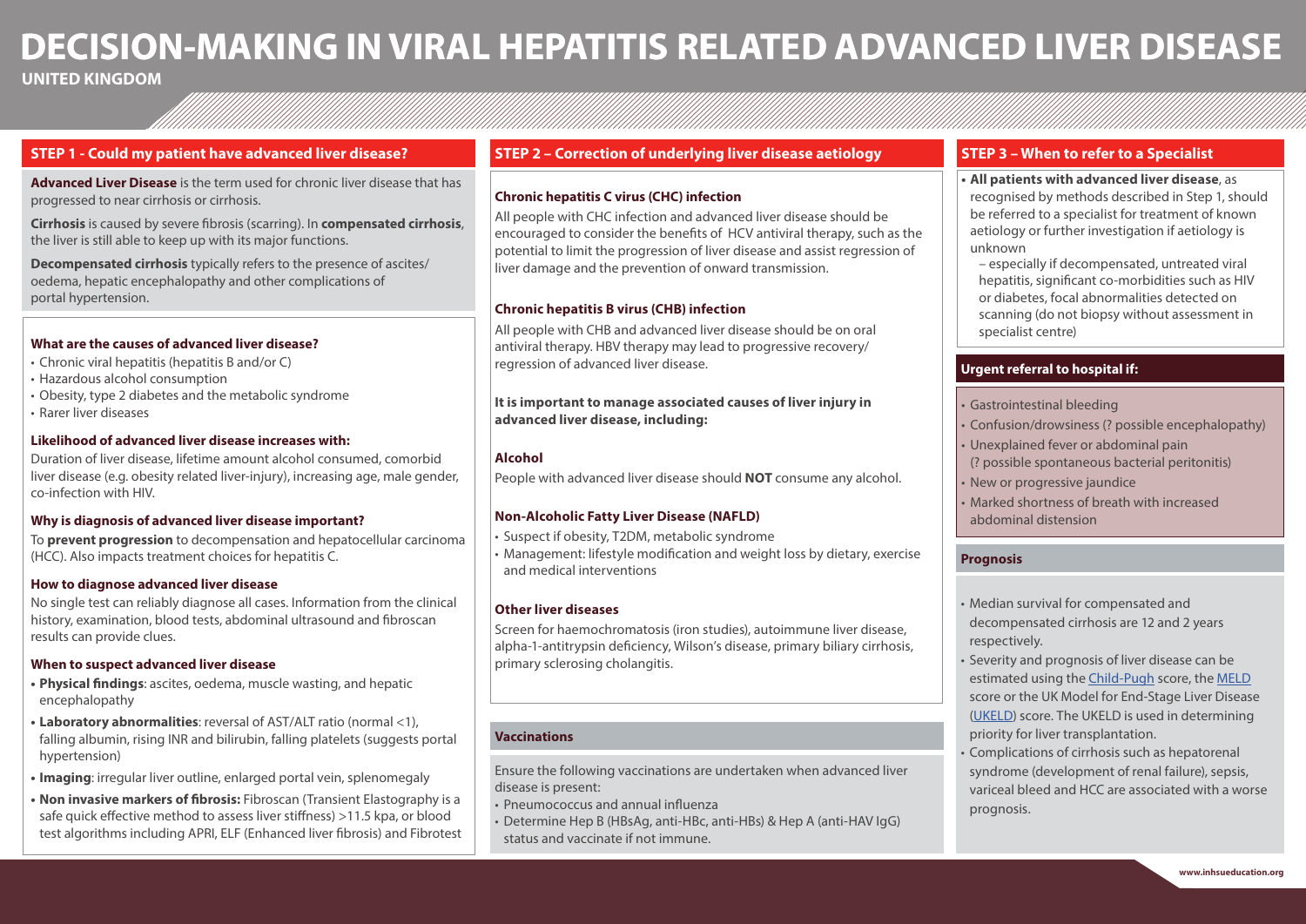# DECISION-MAKING IN VIRAL HEPATITIS RELATED ADVANCED LIVER DISEASE

**UNITED KINGDOM**

## STEP 1 - Could my patient have advanced liver disease?

**Advanced Liver Disease** is the term used for chronic liver disease that has progressed to near cirrhosis or cirrhosis.

**Cirrhosis** is caused by severe fibrosis (scarring). In **compensated cirrhosis**, the liver is still able to keep up with its major functions.

**Decompensated cirrhosis** typically refers to the presence of ascites/oedema, hepatic encephalopathy and other complications of portal hypertension.

### What are the causes of advanced liver disease?

- Chronic viral hepatitis (hepatitis B and/or C)
- Hazardous alcohol consumption
- Obesity, type 2 diabetes and the metabolic syndrome
- Rarer liver diseases

### Likelihood of advanced liver disease increases with:

Duration of liver disease, lifetime amount alcohol consumed, comorbid liver disease (e.g. obesity related liver-injury), increasing age, male gender, co-infection with HIV.

### Why is diagnosis of advanced liver disease important?

To **prevent progression** to decompensation and hepatocellular carcinoma (HCC). Also impacts treatment choices for hepatitis C.

### How to diagnose advanced liver disease

No single test can reliably diagnose all cases. Information from the clinical history, examination, blood tests, abdominal ultrasound and fibroscan results can provide clues.

### When to suspect advanced liver disease

- **Physical findings**: ascites, oedema, muscle wasting, and hepatic encephalopathy
- **Laboratory abnormalities**: reversal of AST/ALT ratio (normal <1), falling albumin, rising INR and bilirubin, falling platelets (suggests portal hypertension)
- **Imaging**: irregular liver outline, enlarged portal vein, splenomegaly
- **Non invasive markers of fibrosis:** Fibroscan (Transient Elastography is a safe quick effective method to assess liver stiffness) >11.5 kpa, or blood test algorithms including APRI, ELF (Enhanced liver fibrosis) and Fibrotest

## STEP 2 – Correction of underlying liver disease aetiology

### Chronic hepatitis C virus (CHC) infection

All people with CHC infection and advanced liver disease should be encouraged to consider the benefits of HCV antiviral therapy, such as the potential to limit the progression of liver disease and assist regression of liver damage and the prevention of onward transmission.

### Chronic hepatitis B virus (CHB) infection

All people with CHB and advanced liver disease should be on oral antiviral therapy. HBV therapy may lead to progressive recovery/regression of advanced liver disease.

**It is important to manage associated causes of liver injury in advanced liver disease, including:**

### Alcohol

People with advanced liver disease should **NOT** consume any alcohol.

### Non-Alcoholic Fatty Liver Disease (NAFLD)

- Suspect if obesity, T2DM, metabolic syndrome
- Management: lifestyle modification and weight loss by dietary, exercise and medical interventions

### Other liver diseases

Screen for haemochromatosis (iron studies), autoimmune liver disease, alpha-1-antitrypsin deficiency, Wilson's disease, primary biliary cirrhosis, primary sclerosing cholangitis.

### Vaccinations

Ensure the following vaccinations are undertaken when advanced liver disease is present:

- Pneumococcus and annual influenza
- Determine Hep B (HBsAg, anti-HBc, anti-HBs) & Hep A (anti-HAV IgG) status and vaccinate if not immune.

## STEP 3 – When to refer to a Specialist

- **All patients with advanced liver disease**, as recognised by methods described in Step 1, should be referred to a specialist for treatment of known aetiology or further investigation if aetiology is unknown
  – especially if decompensated, untreated viral hepatitis, significant co-morbidities such as HIV or diabetes, focal abnormalities detected on scanning (do not biopsy without assessment in specialist centre)

### Urgent referral to hospital if:

- Gastrointestinal bleeding
- Confusion/drowsiness (? possible encephalopathy)
- Unexplained fever or abdominal pain (? possible spontaneous bacterial peritonitis)
- New or progressive jaundice
- Marked shortness of breath with increased abdominal distension

### Prognosis

- Median survival for compensated and decompensated cirrhosis are 12 and 2 years respectively.
- Severity and prognosis of liver disease can be estimated using the Child-Pugh score, the MELD score or the UK Model for End-Stage Liver Disease (UKELD) score. The UKELD is used in determining priority for liver transplantation.
- Complications of cirrhosis such as hepatorenal syndrome (development of renal failure), sepsis, variceal bleed and HCC are associated with a worse prognosis.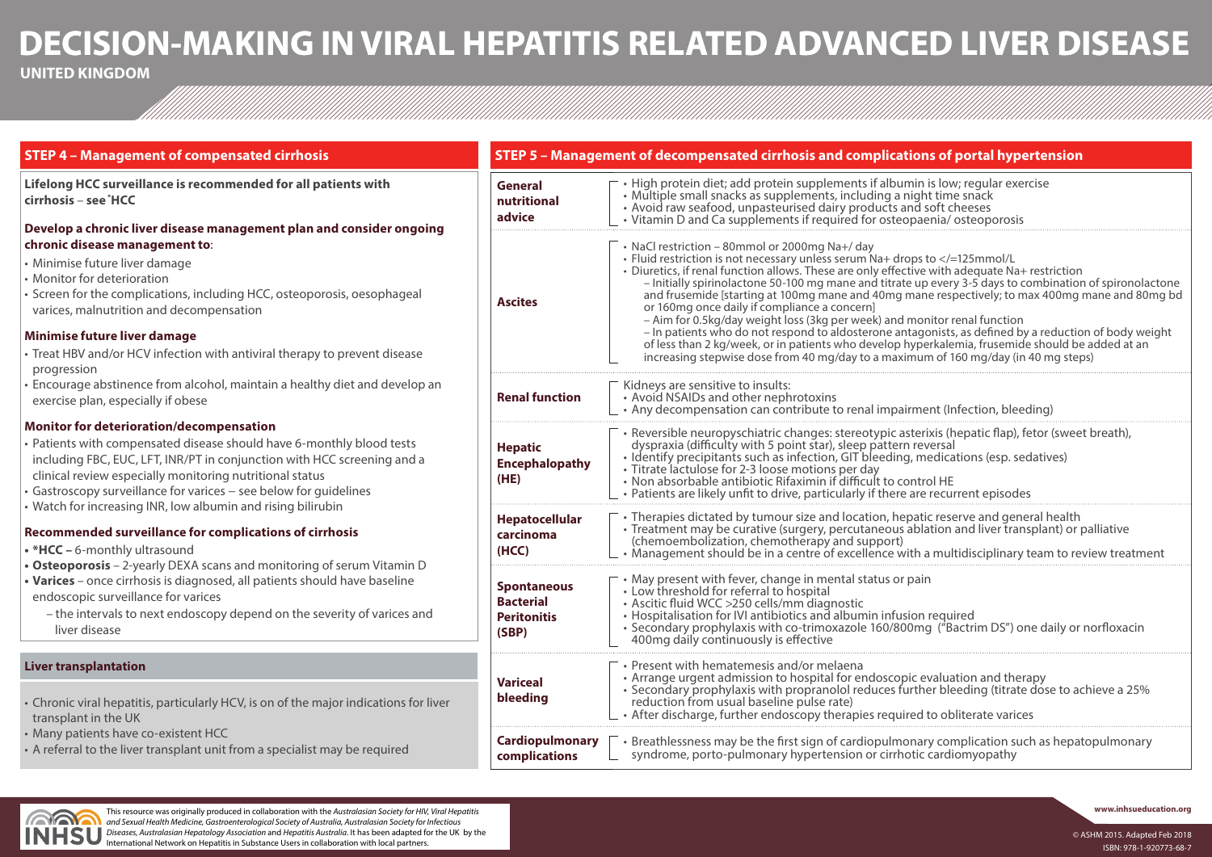# DECISION-MAKING IN VIRAL HEPATITIS RELATED ADVANCED LIVER DISEASE

**UNITED KINGDOM**

## STEP 4 – Management of compensated cirrhosis

**Lifelong HCC surveillance is recommended for all patients with cirrhosis** – see *HCC

### Develop a chronic liver disease management plan and consider ongoing chronic disease management to:

- Minimise future liver damage
- Monitor for deterioration
- Screen for the complications, including HCC, osteoporosis, oesophageal varices, malnutrition and decompensation

### Minimise future liver damage

- Treat HBV and/or HCV infection with antiviral therapy to prevent disease progression
- Encourage abstinence from alcohol, maintain a healthy diet and develop an exercise plan, especially if obese

### Monitor for deterioration/decompensation

- Patients with compensated disease should have 6-monthly blood tests including FBC, EUC, LFT, INR/PT in conjunction with HCC screening and a clinical review especially monitoring nutritional status
- Gastroscopy surveillance for varices – see below for guidelines
- Watch for increasing INR, low albumin and rising bilirubin

### Recommended surveillance for complications of cirrhosis

- **\*HCC –** 6-monthly ultrasound
- **Osteoporosis** – 2-yearly DEXA scans and monitoring of serum Vitamin D
- **Varices** – once cirrhosis is diagnosed, all patients should have baseline endoscopic surveillance for varices
  - the intervals to next endoscopy depend on the severity of varices and liver disease

### Liver transplantation

- Chronic viral hepatitis, particularly HCV, is on of the major indications for liver transplant in the UK
- Many patients have co-existent HCC
- A referral to the liver transplant unit from a specialist may be required

## STEP 5 – Management of decompensated cirrhosis and complications of portal hypertension

| | |
|---|---|
| **General nutritional advice** | • High protein diet; add protein supplements if albumin is low; regular exercise<br>• Multiple small snacks as supplements, including a night time snack<br>• Avoid raw seafood, unpasteurised dairy products and soft cheeses<br>• Vitamin D and Ca supplements if required for osteopaenia/ osteoporosis |
| **Ascites** | • NaCl restriction – 80mmol or 2000mg Na+/ day<br>• Fluid restriction is not necessary unless serum Na+ drops to </=125mmol/L<br>• Diuretics, if renal function allows. These are only effective with adequate Na+ restriction<br>– Initially spirinolactone 50-100 mg mane and titrate up every 3-5 days to combination of spironolactone and frusemide [starting at 100mg mane and 40mg mane respectively; to max 400mg mane and 80mg bd or 160mg once daily if compliance a concern]<br>– Aim for 0.5kg/day weight loss (3kg per week) and monitor renal function<br>– In patients who do not respond to aldosterone antagonists, as defined by a reduction of body weight of less than 2 kg/week, or in patients who develop hyperkalemia, frusemide should be added at an increasing stepwise dose from 40 mg/day to a maximum of 160 mg/day (in 40 mg steps) |
| **Renal function** | Kidneys are sensitive to insults:<br>• Avoid NSAIDs and other nephrotoxins<br>• Any decompensation can contribute to renal impairment (Infection, bleeding) |
| **Hepatic Encephalopathy (HE)** | • Reversible neuropyschiatric changes: stereotypic asterixis (hepatic flap), fetor (sweet breath), dyspraxia (difficulty with 5 point star), sleep pattern reversal<br>• Identify precipitants such as infection, GIT bleeding, medications (esp. sedatives)<br>• Titrate lactulose for 2-3 loose motions per day<br>• Non absorbable antibiotic Rifaximin if difficult to control HE<br>• Patients are likely unfit to drive, particularly if there are recurrent episodes |
| **Hepatocellular carcinoma (HCC)** | • Therapies dictated by tumour size and location, hepatic reserve and general health<br>• Treatment may be curative (surgery, percutaneous ablation and liver transplant) or palliative (chemoembolization, chemotherapy and support)<br>• Management should be in a centre of excellence with a multidisciplinary team to review treatment |
| **Spontaneous Bacterial Peritonitis (SBP)** | • May present with fever, change in mental status or pain<br>• Low threshold for referral to hospital<br>• Ascitic fluid WCC >250 cells/mm diagnostic<br>• Hospitalisation for IVI antibiotics and albumin infusion required<br>• Secondary prophylaxis with co-trimoxazole 160/800mg ("Bactrim DS") one daily or norfloxacin 400mg daily continuously is effective |
| **Variceal bleeding** | • Present with hematemesis and/or melaena<br>• Arrange urgent admission to hospital for endoscopic evaluation and therapy<br>• Secondary prophylaxis with propranolol reduces further bleeding (titrate dose to achieve a 25% reduction from usual baseline pulse rate)<br>• After discharge, further endoscopy therapies required to obliterate varices |
| **Cardiopulmonary complications** | • Breathlessness may be the first sign of cardiopulmonary complication such as hepatopulmonary syndrome, porto-pulmonary hypertension or cirrhotic cardiomyopathy |

This resource was originally produced in collaboration with the *Australasian Society for HIV, Viral Hepatitis and Sexual Health Medicine, Gastroenterological Society of Australia, Australasian Society for Infectious Diseases, Australasian Hepatology Association* and *Hepatitis Australia*. It has been adapted for the UK by the International Network on Hepatitis in Substance Users in collaboration with local partners.

www.inhsueducation.org

© ASHM 2015. Adapted Feb 2018

ISBN: 978-1-920773-68-7